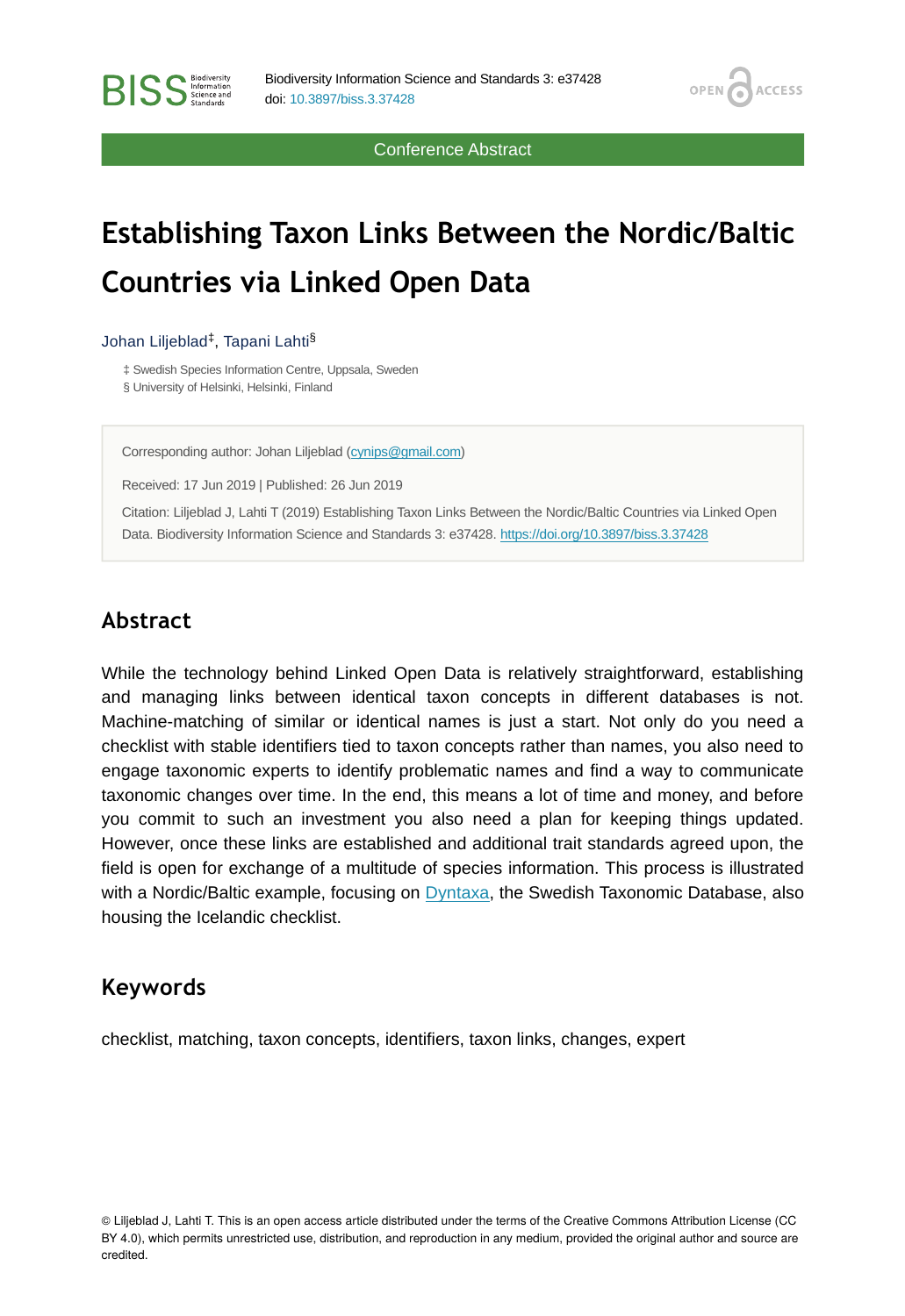Conference Abstract

# Establishing Taxon Links Between the Nordic/Baltic Countries via Linked Open Data

Johan Liljeblad[‡], Tapani Lahti[§]

‡ Swedish Species Information Centre, Uppsala, Sweden
§ University of Helsinki, Helsinki, Finland

Corresponding author: Johan Liljeblad (cynips@gmail.com)

Received: 17 Jun 2019 | Published: 26 Jun 2019

Citation: Liljeblad J, Lahti T (2019) Establishing Taxon Links Between the Nordic/Baltic Countries via Linked Open Data. Biodiversity Information Science and Standards 3: e37428. https://doi.org/10.3897/biss.3.37428

## Abstract

While the technology behind Linked Open Data is relatively straightforward, establishing and managing links between identical taxon concepts in different databases is not. Machine-matching of similar or identical names is just a start. Not only do you need a checklist with stable identifiers tied to taxon concepts rather than names, you also need to engage taxonomic experts to identify problematic names and find a way to communicate taxonomic changes over time. In the end, this means a lot of time and money, and before you commit to such an investment you also need a plan for keeping things updated. However, once these links are established and additional trait standards agreed upon, the field is open for exchange of a multitude of species information. This process is illustrated with a Nordic/Baltic example, focusing on Dyntaxa, the Swedish Taxonomic Database, also housing the Icelandic checklist.

## Keywords

checklist, matching, taxon concepts, identifiers, taxon links, changes, expert

© Liljeblad J, Lahti T. This is an open access article distributed under the terms of the Creative Commons Attribution License (CC BY 4.0), which permits unrestricted use, distribution, and reproduction in any medium, provided the original author and source are credited.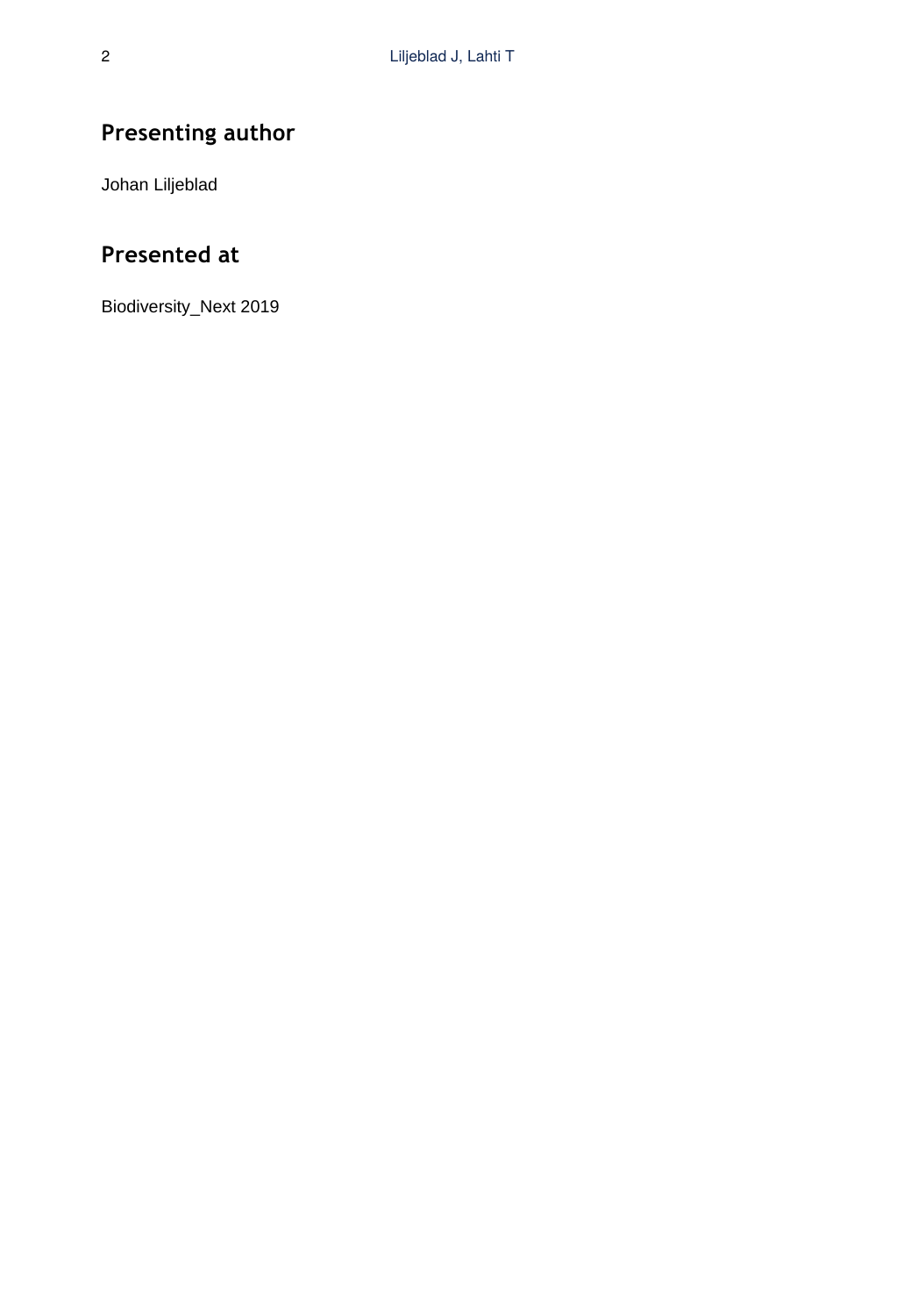## Presenting author

Johan Liljeblad

## Presented at

Biodiversity_Next 2019